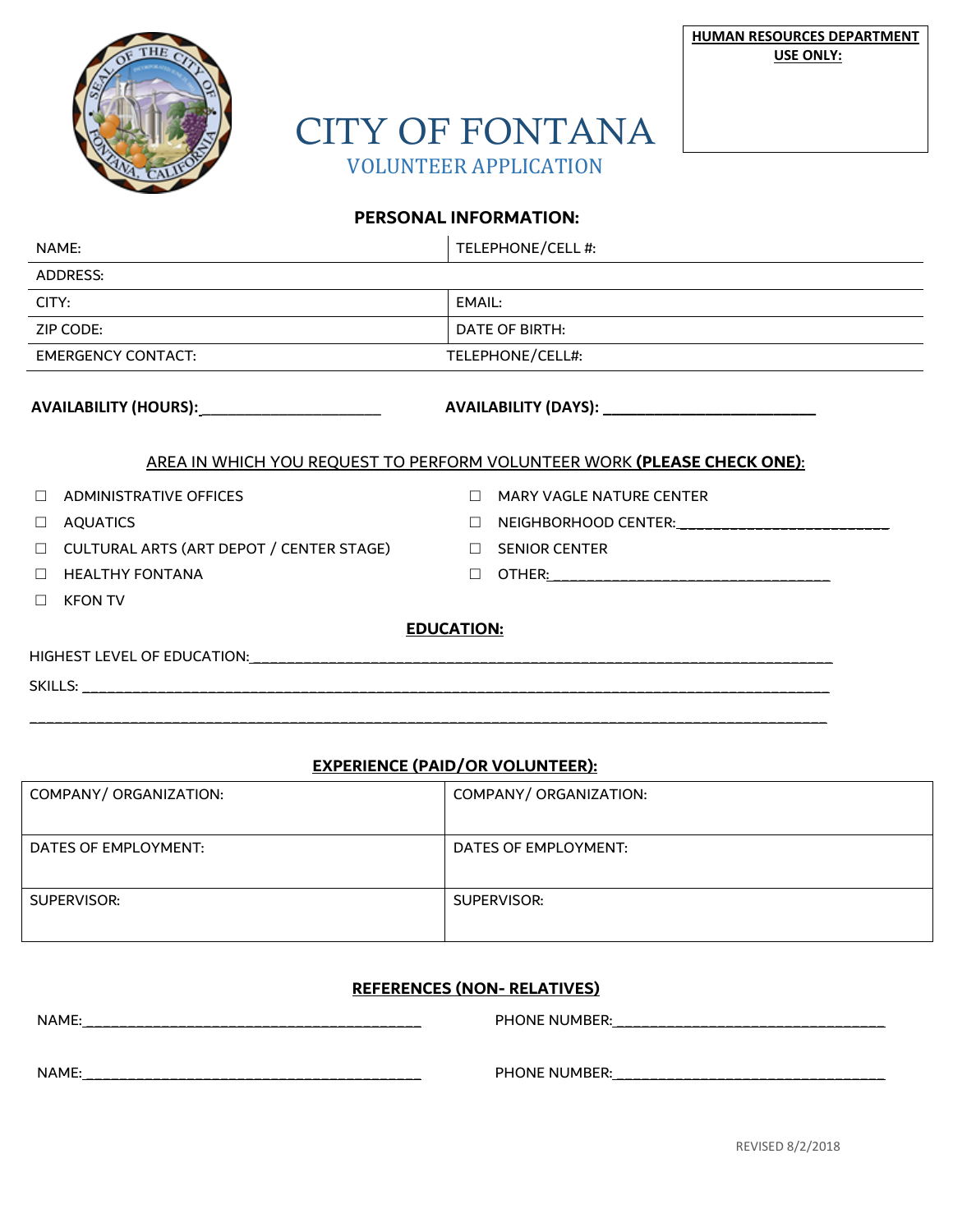**HUMAN RESOURCES DEPARTMENT USE ONLY:**

# CITY OF FONTANA

## VOLUNTEER APPLICATION

### PERSONAL INFORMATION:

| NAME: | TELEPHONE/CELL #: |
|---|---|
| ADDRESS: | |
| CITY: | EMAIL: |
| ZIP CODE: | DATE OF BIRTH: |
| EMERGENCY CONTACT: | TELEPHONE/CELL#: |

**AVAILABILITY (HOURS):**______________________ **AVAILABILITY (DAYS):** __________________________

AREA IN WHICH YOU REQUEST TO PERFORM VOLUNTEER WORK **(PLEASE CHECK ONE)**:

- ☐ ADMINISTRATIVE OFFICES
- ☐ AQUATICS
- ☐ CULTURAL ARTS (ART DEPOT / CENTER STAGE)
- ☐ HEALTHY FONTANA
- ☐ KFON TV
- ☐ MARY VAGLE NATURE CENTER
- ☐ NEIGHBORHOOD CENTER:__________________________
- ☐ SENIOR CENTER
- ☐ OTHER:___________________________________

### EDUCATION:

HIGHEST LEVEL OF EDUCATION:___________________________________________________________________________

SKILLS: _____________________________________________________________________________________________

_____________________________________________________________________________________________________

### EXPERIENCE (PAID/OR VOLUNTEER):

| COMPANY/ ORGANIZATION: | COMPANY/ ORGANIZATION: |
|---|---|
| DATES OF EMPLOYMENT: | DATES OF EMPLOYMENT: |
| SUPERVISOR: | SUPERVISOR: |

### REFERENCES (NON- RELATIVES)

NAME:___________________________________________ PHONE NUMBER:__________________________________

NAME:___________________________________________ PHONE NUMBER:__________________________________

REVISED 8/2/2018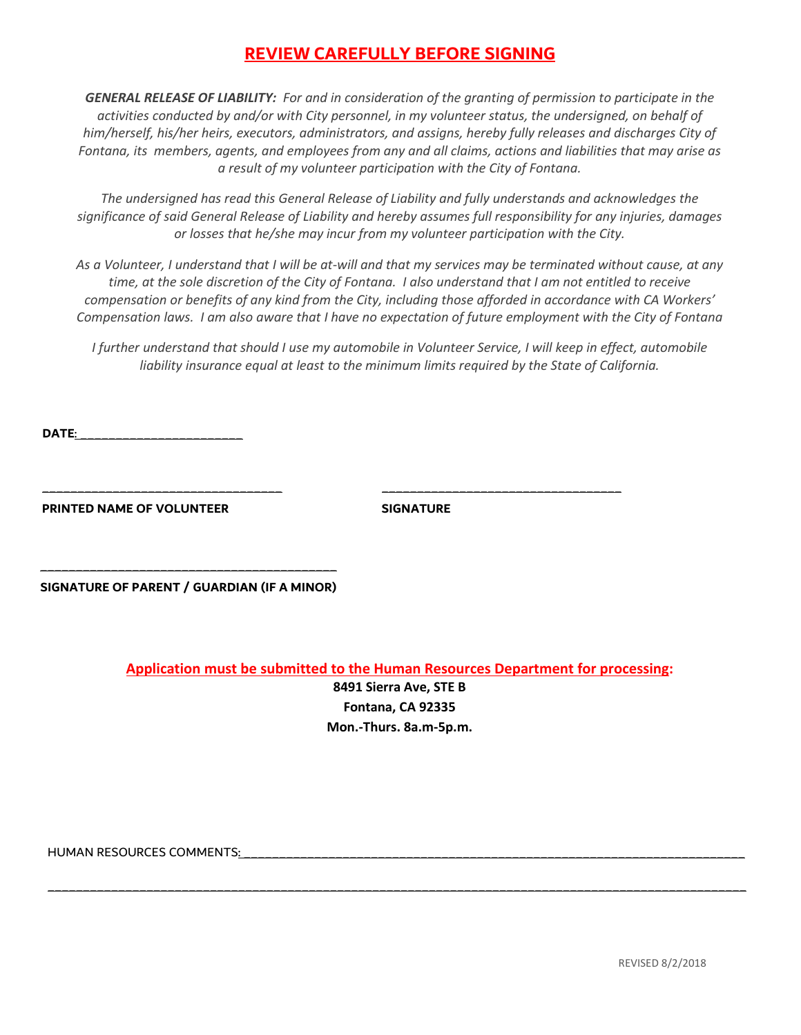# REVIEW CAREFULLY BEFORE SIGNING

***GENERAL RELEASE OF LIABILITY:*** *For and in consideration of the granting of permission to participate in the activities conducted by and/or with City personnel, in my volunteer status, the undersigned, on behalf of him/herself, his/her heirs, executors, administrators, and assigns, hereby fully releases and discharges City of Fontana, its members, agents, and employees from any and all claims, actions and liabilities that may arise as a result of my volunteer participation with the City of Fontana.*

*The undersigned has read this General Release of Liability and fully understands and acknowledges the significance of said General Release of Liability and hereby assumes full responsibility for any injuries, damages or losses that he/she may incur from my volunteer participation with the City.*

*As a Volunteer, I understand that I will be at-will and that my services may be terminated without cause, at any time, at the sole discretion of the City of Fontana. I also understand that I am not entitled to receive compensation or benefits of any kind from the City, including those afforded in accordance with CA Workers' Compensation laws. I am also aware that I have no expectation of future employment with the City of Fontana*

*I further understand that should I use my automobile in Volunteer Service, I will keep in effect, automobile liability insurance equal at least to the minimum limits required by the State of California.*

**DATE:**________________________

__________________________________ __________________________________

**PRINTED NAME OF VOLUNTEER** **SIGNATURE**

__________________________________________

**SIGNATURE OF PARENT / GUARDIAN (IF A MINOR)**

**Application must be submitted to the Human Resources Department for processing:**

**8491 Sierra Ave, STE B**

**Fontana, CA 92335**

**Mon.-Thurs. 8a.m-5p.m.**

HUMAN RESOURCES COMMENTS:___________________________________________________________________________

____________________________________________________________________________________________________

REVISED 8/2/2018